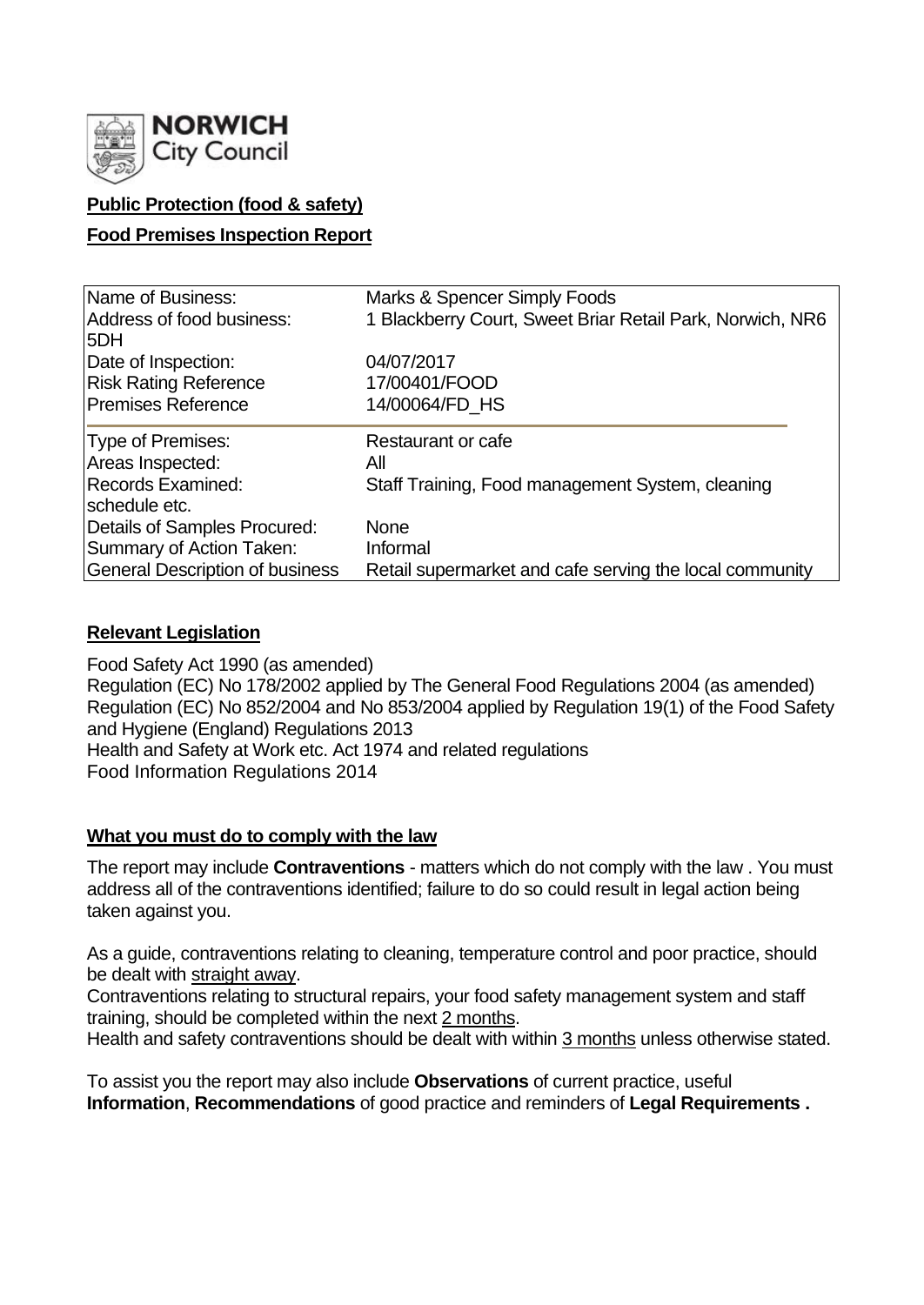**NORWICH City Council**

**Public Protection (food & safety)**

**Food Premises Inspection Report**

| | |
|---|---|
| Name of Business: | Marks & Spencer Simply Foods |
| Address of food business: | 1 Blackberry Court, Sweet Briar Retail Park, Norwich, NR6 5DH |
| Date of Inspection: | 04/07/2017 |
| Risk Rating Reference | 17/00401/FOOD |
| Premises Reference | 14/00064/FD_HS |
| Type of Premises: | Restaurant or cafe |
| Areas Inspected: | All |
| Records Examined: | Staff Training, Food management System, cleaning schedule etc. |
| Details of Samples Procured: | None |
| Summary of Action Taken: | Informal |
| General Description of business | Retail supermarket and cafe serving the local community |

**Relevant Legislation**

Food Safety Act 1990 (as amended)
Regulation (EC) No 178/2002 applied by The General Food Regulations 2004 (as amended)
Regulation (EC) No 852/2004 and No 853/2004 applied by Regulation 19(1) of the Food Safety and Hygiene (England) Regulations 2013
Health and Safety at Work etc. Act 1974 and related regulations
Food Information Regulations 2014

**What you must do to comply with the law**

The report may include **Contraventions** - matters which do not comply with the law . You must address all of the contraventions identified; failure to do so could result in legal action being taken against you.

As a guide, contraventions relating to cleaning, temperature control and poor practice, should be dealt with straight away.
Contraventions relating to structural repairs, your food safety management system and staff training, should be completed within the next 2 months.
Health and safety contraventions should be dealt with within 3 months unless otherwise stated.

To assist you the report may also include **Observations** of current practice, useful **Information**, **Recommendations** of good practice and reminders of **Legal Requirements .**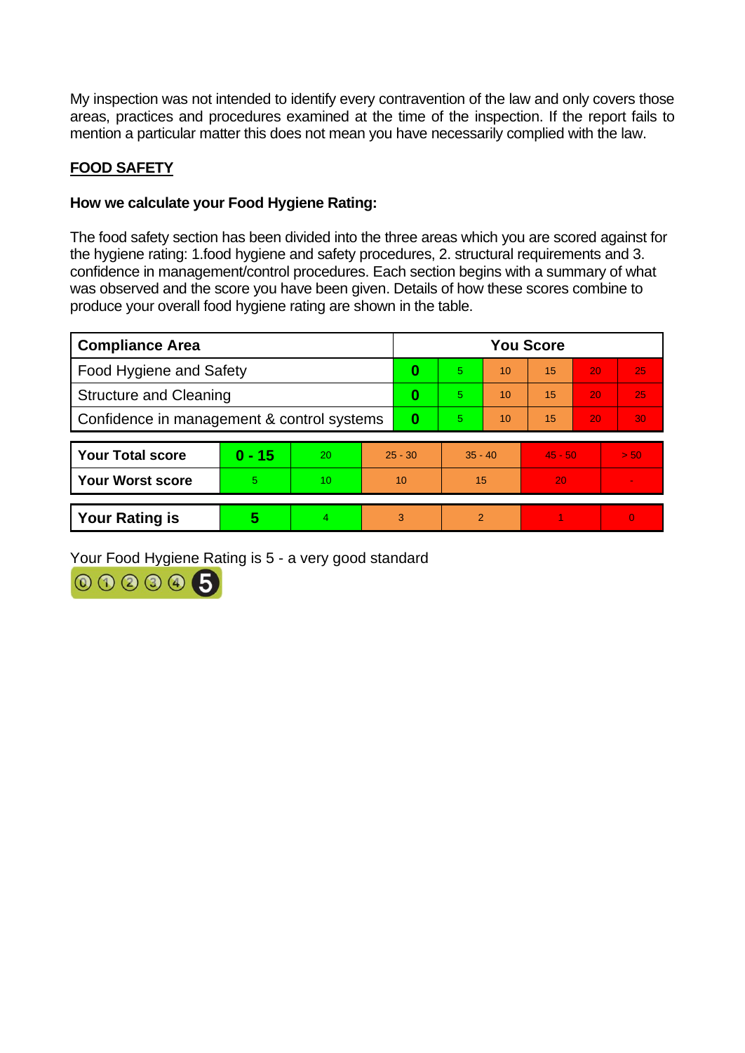My inspection was not intended to identify every contravention of the law and only covers those areas, practices and procedures examined at the time of the inspection. If the report fails to mention a particular matter this does not mean you have necessarily complied with the law.

## FOOD SAFETY

### How we calculate your Food Hygiene Rating:

The food safety section has been divided into the three areas which you are scored against for the hygiene rating: 1.food hygiene and safety procedures, 2. structural requirements and 3. confidence in management/control procedures. Each section begins with a summary of what was observed and the score you have been given. Details of how these scores combine to produce your overall food hygiene rating are shown in the table.

| Compliance Area | You Score | | | | | |
|---|---|---|---|---|---|---|
| Food Hygiene and Safety | **0** | 5 | 10 | 15 | 20 | 25 |
| Structure and Cleaning | **0** | 5 | 10 | 15 | 20 | 25 |
| Confidence in management & control systems | **0** | 5 | 10 | 15 | 20 | 30 |

| | | | | | | |
|---|---|---|---|---|---|---|
| **Your Total score** | **0 - 15** | 20 | 25 - 30 | 35 - 40 | 45 - 50 | > 50 |
| **Your Worst score** | 5 | 10 | 10 | 15 | 20 | - |
| **Your Rating is** | **5** | 4 | 3 | 2 | 1 | 0 |

Your Food Hygiene Rating is 5 - a very good standard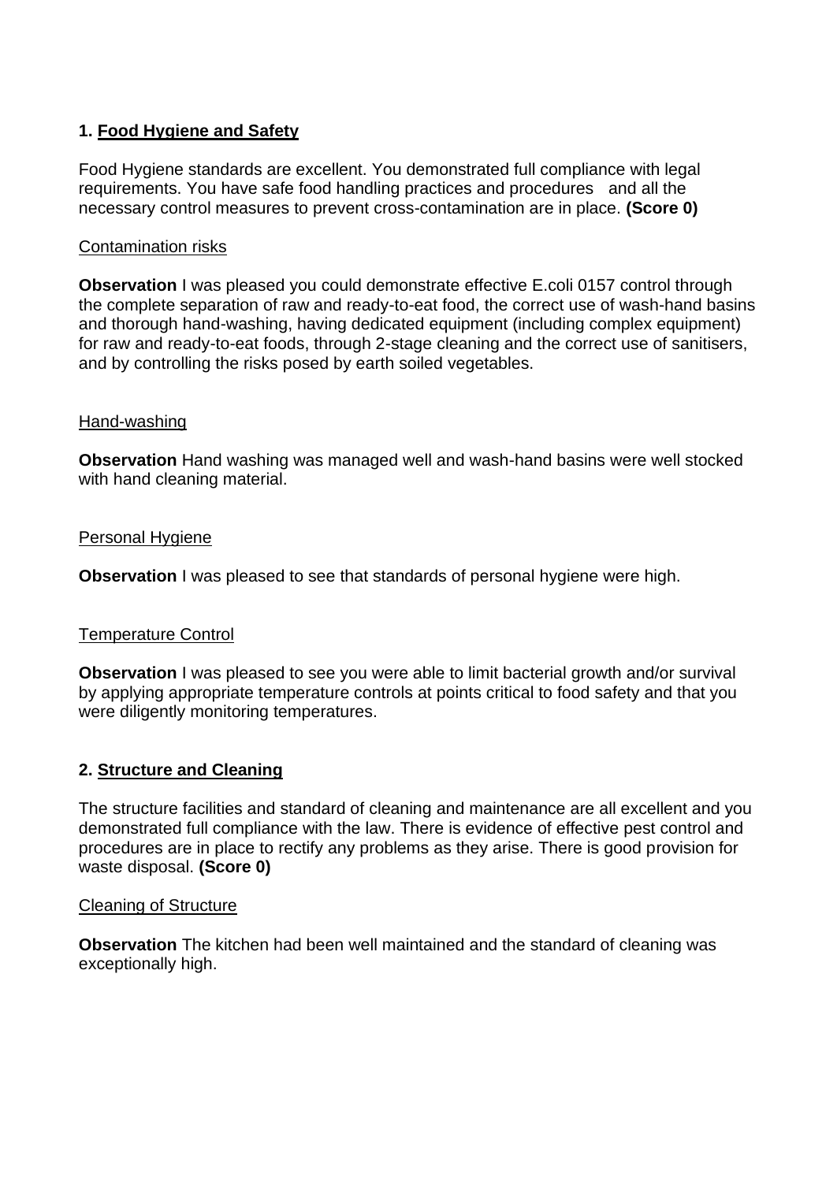## 1. Food Hygiene and Safety

Food Hygiene standards are excellent. You demonstrated full compliance with legal requirements. You have safe food handling practices and procedures and all the necessary control measures to prevent cross-contamination are in place. **(Score 0)**

### Contamination risks

**Observation** I was pleased you could demonstrate effective E.coli 0157 control through the complete separation of raw and ready-to-eat food, the correct use of wash-hand basins and thorough hand-washing, having dedicated equipment (including complex equipment) for raw and ready-to-eat foods, through 2-stage cleaning and the correct use of sanitisers, and by controlling the risks posed by earth soiled vegetables.

### Hand-washing

**Observation** Hand washing was managed well and wash-hand basins were well stocked with hand cleaning material.

### Personal Hygiene

**Observation** I was pleased to see that standards of personal hygiene were high.

### Temperature Control

**Observation** I was pleased to see you were able to limit bacterial growth and/or survival by applying appropriate temperature controls at points critical to food safety and that you were diligently monitoring temperatures.

## 2. Structure and Cleaning

The structure facilities and standard of cleaning and maintenance are all excellent and you demonstrated full compliance with the law. There is evidence of effective pest control and procedures are in place to rectify any problems as they arise. There is good provision for waste disposal. **(Score 0)**

### Cleaning of Structure

**Observation** The kitchen had been well maintained and the standard of cleaning was exceptionally high.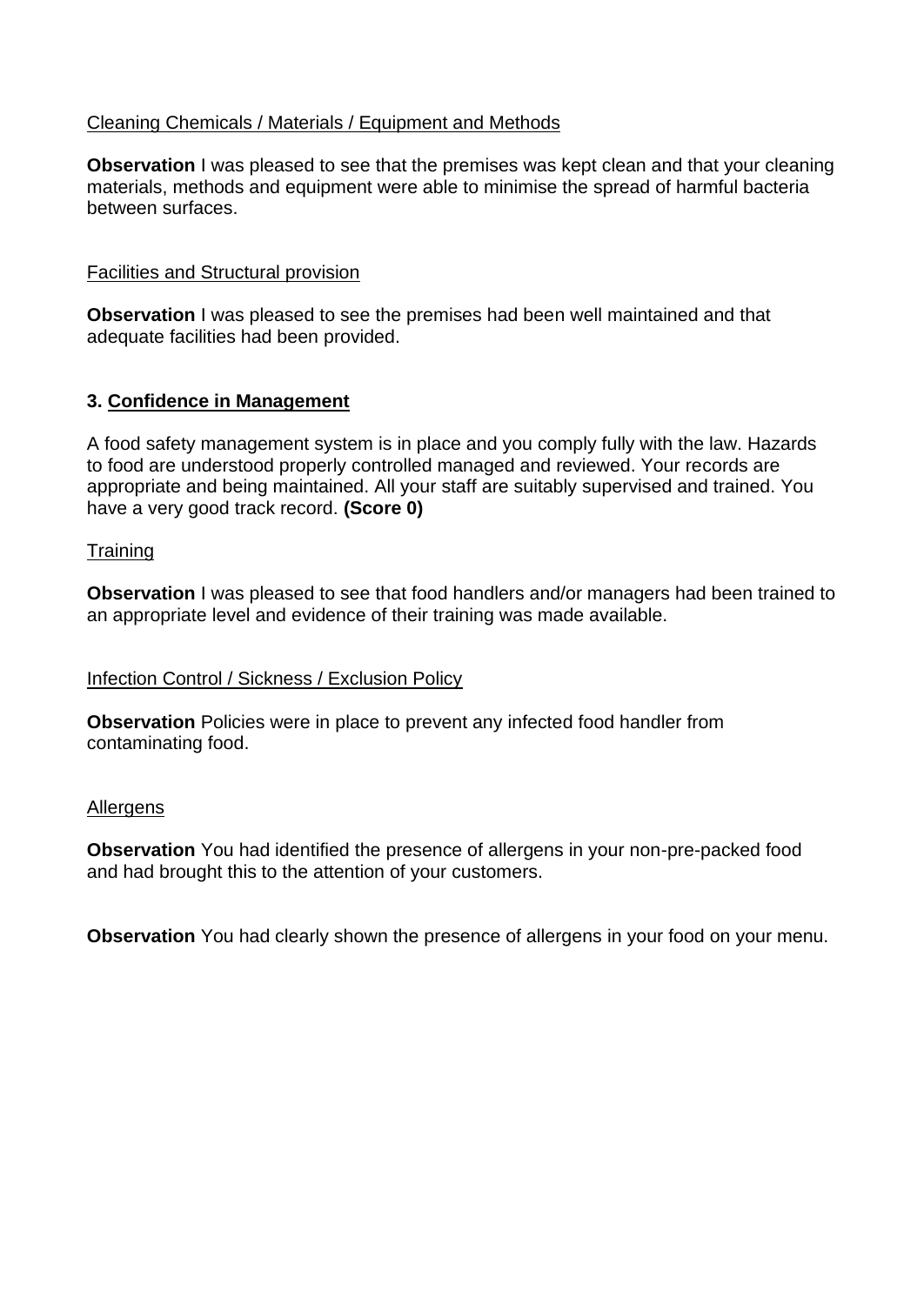Cleaning Chemicals / Materials / Equipment and Methods

**Observation** I was pleased to see that the premises was kept clean and that your cleaning materials, methods and equipment were able to minimise the spread of harmful bacteria between surfaces.

Facilities and Structural provision

**Observation** I was pleased to see the premises had been well maintained and that adequate facilities had been provided.

### 3. Confidence in Management

A food safety management system is in place and you comply fully with the law. Hazards to food are understood properly controlled managed and reviewed. Your records are appropriate and being maintained. All your staff are suitably supervised and trained. You have a very good track record. **(Score 0)**

Training

**Observation** I was pleased to see that food handlers and/or managers had been trained to an appropriate level and evidence of their training was made available.

Infection Control / Sickness / Exclusion Policy

**Observation** Policies were in place to prevent any infected food handler from contaminating food.

Allergens

**Observation** You had identified the presence of allergens in your non-pre-packed food and had brought this to the attention of your customers.

**Observation** You had clearly shown the presence of allergens in your food on your menu.